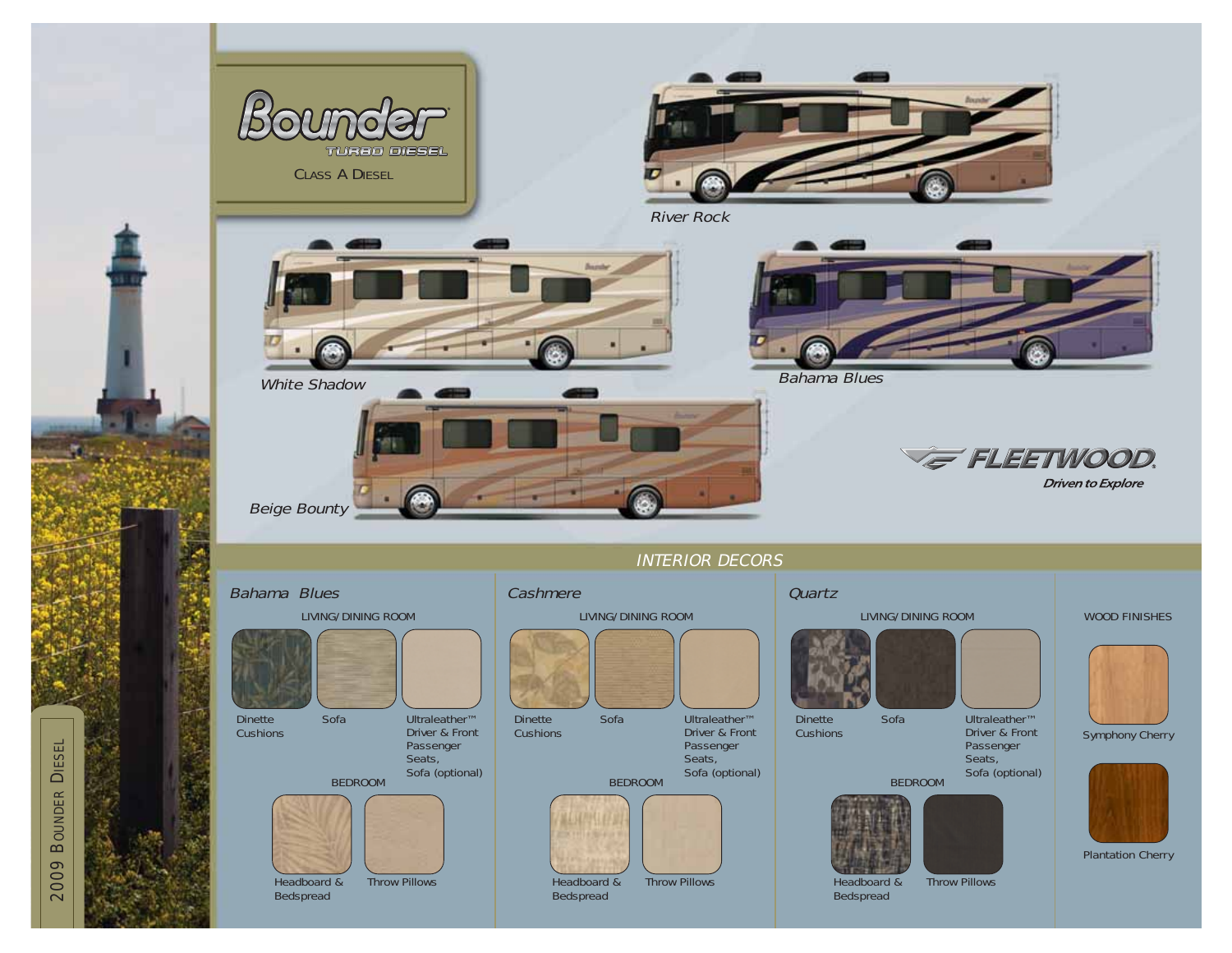# Bounder

TURBO DIESEL

CLASS A DIESEL

River Rock

White Shadow

Bahama Blues

Beige Bounty

FLEETWOOD

*Driven to Explore*

2009 BOUNDER DIESEL

## INTERIOR DECORS

### Bahama Blues

LIVING/ DINING ROOM

Dinette Cushions

Sofa

Ultraleather™ Driver & Front Passenger Seats, Sofa (optional)

BEDROOM

Headboard & Bedspread

Throw Pillows

### Cashmere

LIVING/ DINING ROOM

Dinette Cushions

Sofa

Ultraleather™ Driver & Front Passenger Seats, Sofa (optional)

BEDROOM

Headboard & Bedspread

Throw Pillows

### Quartz

LIVING/ DINING ROOM

Dinette Cushions

Sofa

Ultraleather™ Driver & Front Passenger Seats, Sofa (optional)

BEDROOM

Headboard & Bedspread

Throw Pillows

### WOOD FINISHES

Symphony Cherry

Plantation Cherry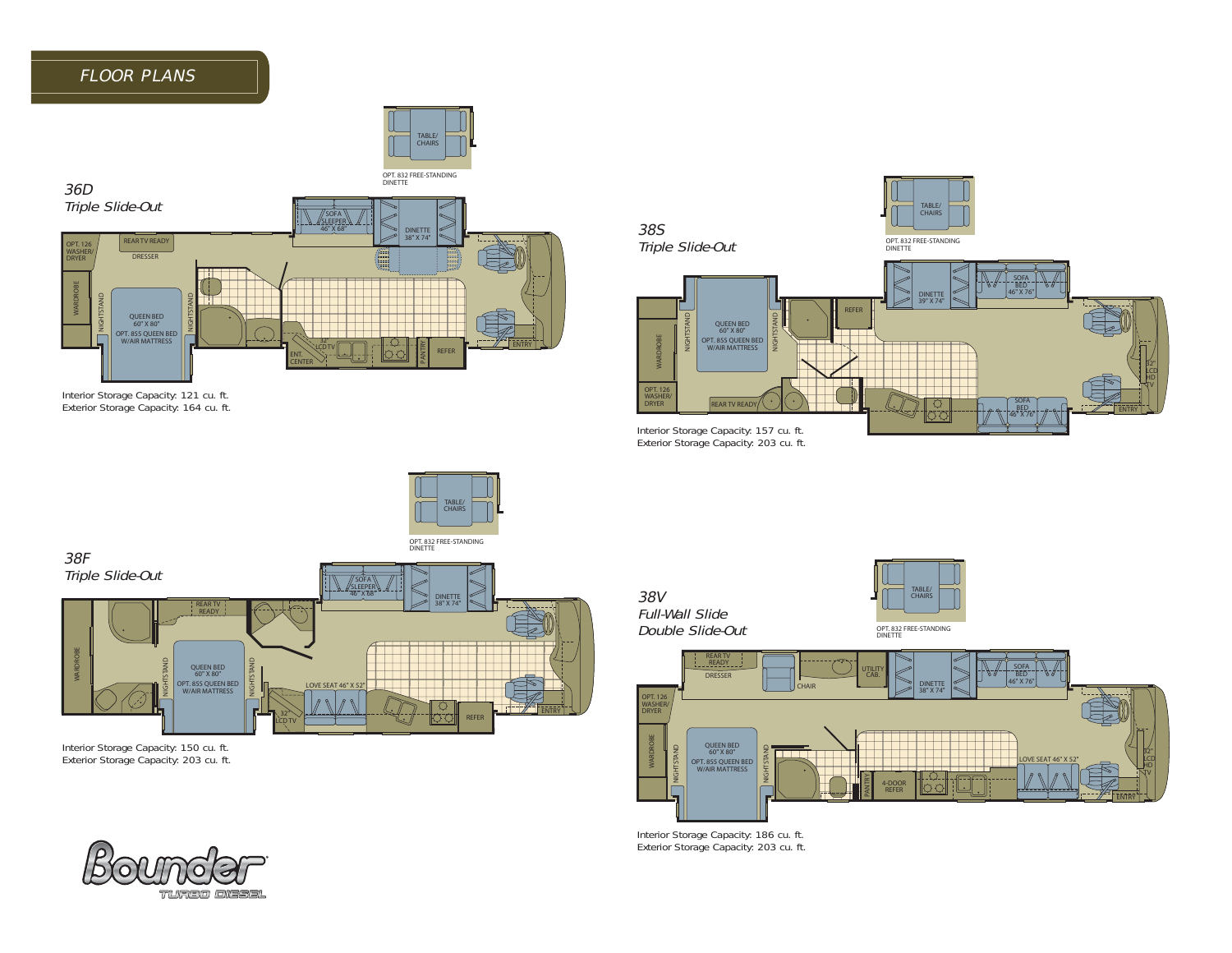# FLOOR PLANS

## 36D

*Triple Slide-Out*

Interior Storage Capacity: 121 cu. ft.
Exterior Storage Capacity: 164 cu. ft.

## 38S

*Triple Slide-Out*

Interior Storage Capacity: 157 cu. ft.
Exterior Storage Capacity: 203 cu. ft.

## 38F

*Triple Slide-Out*

Interior Storage Capacity: 150 cu. ft.
Exterior Storage Capacity: 203 cu. ft.

## 38V

*Full-Wall Slide*
*Double Slide-Out*

Interior Storage Capacity: 186 cu. ft.
Exterior Storage Capacity: 203 cu. ft.

Bounder TURBO DIESEL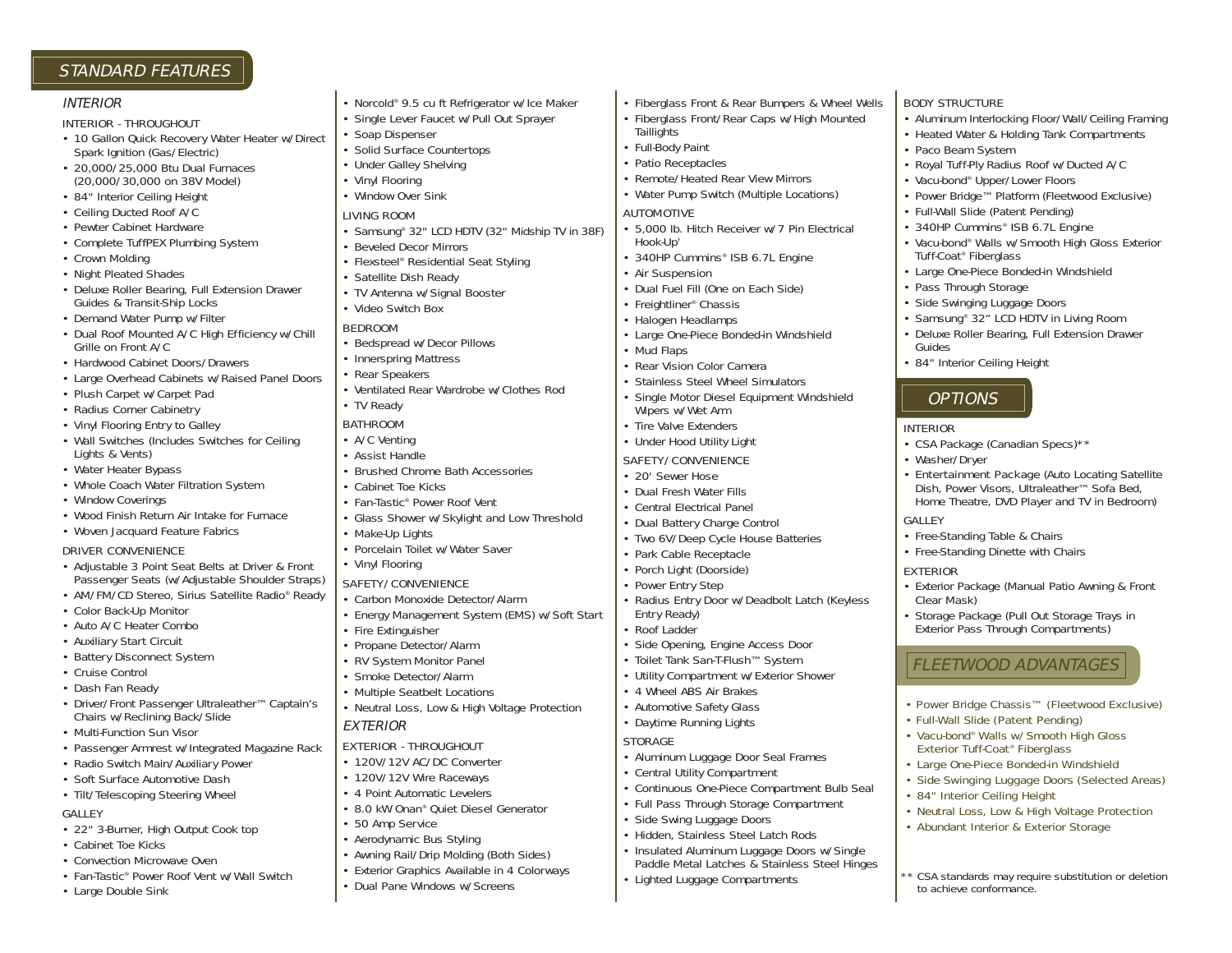## STANDARD FEATURES

### INTERIOR

#### INTERIOR - THROUGHOUT

- 10 Gallon Quick Recovery Water Heater w/Direct Spark Ignition (Gas/Electric)
- 20,000/25,000 Btu Dual Furnaces (20,000/30,000 on 38V Model)
- 84" Interior Ceiling Height
- Ceiling Ducted Roof A/C
- Pewter Cabinet Hardware
- Complete TuffPEX Plumbing System
- Crown Molding
- Night Pleated Shades
- Deluxe Roller Bearing, Full Extension Drawer Guides & Transit-Ship Locks
- Demand Water Pump w/Filter
- Dual Roof Mounted A/C High Efficiency w/Chill Grille on Front A/C
- Hardwood Cabinet Doors/Drawers
- Large Overhead Cabinets w/Raised Panel Doors
- Plush Carpet w/Carpet Pad
- Radius Corner Cabinetry
- Vinyl Flooring Entry to Galley
- Wall Switches (Includes Switches for Ceiling Lights & Vents)
- Water Heater Bypass
- Whole Coach Water Filtration System
- Window Coverings
- Wood Finish Return Air Intake for Furnace
- Woven Jacquard Feature Fabrics

#### DRIVER CONVENIENCE

- Adjustable 3 Point Seat Belts at Driver & Front Passenger Seats (w/Adjustable Shoulder Straps)
- AM/FM/CD Stereo, Sirius Satellite Radio® Ready
- Color Back-Up Monitor
- Auto A/C Heater Combo
- Auxiliary Start Circuit
- Battery Disconnect System
- Cruise Control
- Dash Fan Ready
- Driver/Front Passenger Ultraleather™ Captain's Chairs w/Reclining Back/Slide
- Multi-Function Sun Visor
- Passenger Armrest w/Integrated Magazine Rack
- Radio Switch Main/Auxiliary Power
- Soft Surface Automotive Dash
- Tilt/Telescoping Steering Wheel

#### GALLEY

- 22" 3-Burner, High Output Cook top
- Cabinet Toe Kicks
- Convection Microwave Oven
- Fan-Tastic® Power Roof Vent w/Wall Switch
- Large Double Sink
- Norcold® 9.5 cu ft Refrigerator w/Ice Maker
- Single Lever Faucet w/Pull Out Sprayer
- Soap Dispenser
- Solid Surface Countertops
- Under Galley Shelving
- Vinyl Flooring
- Window Over Sink

#### LIVING ROOM

- Samsung® 32" LCD HDTV (32" Midship TV in 38F)
- Beveled Decor Mirrors
- Flexsteel® Residential Seat Styling
- Satellite Dish Ready
- TV Antenna w/Signal Booster
- Video Switch Box

#### BEDROOM

- Bedspread w/Decor Pillows
- Innerspring Mattress
- Rear Speakers
- Ventilated Rear Wardrobe w/Clothes Rod
- TV Ready

#### BATHROOM

- A/C Venting
- Assist Handle
- Brushed Chrome Bath Accessories
- Cabinet Toe Kicks
- Fan-Tastic® Power Roof Vent
- Glass Shower w/Skylight and Low Threshold
- Make-Up Lights
- Porcelain Toilet w/Water Saver
- Vinyl Flooring

#### SAFETY/CONVENIENCE

- Carbon Monoxide Detector/Alarm
- Energy Management System (EMS) w/Soft Start
- Fire Extinguisher
- Propane Detector/Alarm
- RV System Monitor Panel
- Smoke Detector/Alarm
- Multiple Seatbelt Locations
- Neutral Loss, Low & High Voltage Protection

### EXTERIOR

#### EXTERIOR - THROUGHOUT

- 120V/12V AC/DC Converter
- 120V/12V Wire Raceways
- 4 Point Automatic Levelers
- 8.0 kW Onan® Quiet Diesel Generator
- 50 Amp Service
- Aerodynamic Bus Styling
- Awning Rail/Drip Molding (Both Sides)
- Exterior Graphics Available in 4 Colorways
- Dual Pane Windows w/Screens
- Fiberglass Front & Rear Bumpers & Wheel Wells
- Fiberglass Front/Rear Caps w/High Mounted Taillights
- Full-Body Paint
- Patio Receptacles
- Remote/Heated Rear View Mirrors
- Water Pump Switch (Multiple Locations)

#### AUTOMOTIVE

- 5,000 lb. Hitch Receiver w/7 Pin Electrical Hook-Up'
- 340HP Cummins® ISB 6.7L Engine
- Air Suspension
- Dual Fuel Fill (One on Each Side)
- Freightliner® Chassis
- Halogen Headlamps
- Large One-Piece Bonded-in Windshield
- Mud Flaps
- Rear Vision Color Camera
- Stainless Steel Wheel Simulators
- Single Motor Diesel Equipment Windshield Wipers w/Wet Arm
- Tire Valve Extenders
- Under Hood Utility Light

#### SAFETY/CONVENIENCE

- 20' Sewer Hose
- Dual Fresh Water Fills
- Central Electrical Panel
- Dual Battery Charge Control
- Two 6V/Deep Cycle House Batteries
- Park Cable Receptacle
- Porch Light (Doorside)
- Power Entry Step
- Radius Entry Door w/Deadbolt Latch (Keyless Entry Ready)
- Roof Ladder
- Side Opening, Engine Access Door
- Toilet Tank San-T-Flush™ System
- Utility Compartment w/Exterior Shower
- 4 Wheel ABS Air Brakes
- Automotive Safety Glass
- Daytime Running Lights

#### STORAGE

- Aluminum Luggage Door Seal Frames
- Central Utility Compartment
- Continuous One-Piece Compartment Bulb Seal
- Full Pass Through Storage Compartment
- Side Swing Luggage Doors
- Hidden, Stainless Steel Latch Rods
- Insulated Aluminum Luggage Doors w/Single Paddle Metal Latches & Stainless Steel Hinges
- Lighted Luggage Compartments

#### BODY STRUCTURE

- Aluminum Interlocking Floor/Wall/Ceiling Framing
- Heated Water & Holding Tank Compartments
- Paco Beam System
- Royal Tuff-Ply Radius Roof w/Ducted A/C
- Vacu-bond® Upper/Lower Floors
- Power Bridge™ Platform (Fleetwood Exclusive)
- Full-Wall Slide (Patent Pending)
- 340HP Cummins® ISB 6.7L Engine
- Vacu-bond® Walls w/Smooth High Gloss Exterior Tuff-Coat® Fiberglass
- Large One-Piece Bonded-in Windshield
- Pass Through Storage
- Side Swinging Luggage Doors
- Samsung® 32" LCD HDTV in Living Room
- Deluxe Roller Bearing, Full Extension Drawer Guides
- 84" Interior Ceiling Height

## OPTIONS

#### INTERIOR

- CSA Package (Canadian Specs)**
- Washer/Dryer
- Entertainment Package (Auto Locating Satellite Dish, Power Visors, Ultraleather™ Sofa Bed, Home Theatre, DVD Player and TV in Bedroom)

#### GALLEY

- Free-Standing Table & Chairs
- Free-Standing Dinette with Chairs

#### EXTERIOR

- Exterior Package (Manual Patio Awning & Front Clear Mask)
- Storage Package (Pull Out Storage Trays in Exterior Pass Through Compartments)

## FLEETWOOD ADVANTAGES

- Power Bridge Chassis™ (Fleetwood Exclusive)
- Full-Wall Slide (Patent Pending)
- Vacu-bond® Walls w/Smooth High Gloss Exterior Tuff-Coat® Fiberglass
- Large One-Piece Bonded-in Windshield
- Side Swinging Luggage Doors (Selected Areas)
- 84" Interior Ceiling Height
- Neutral Loss, Low & High Voltage Protection
- Abundant Interior & Exterior Storage

** CSA standards may require substitution or deletion to achieve conformance.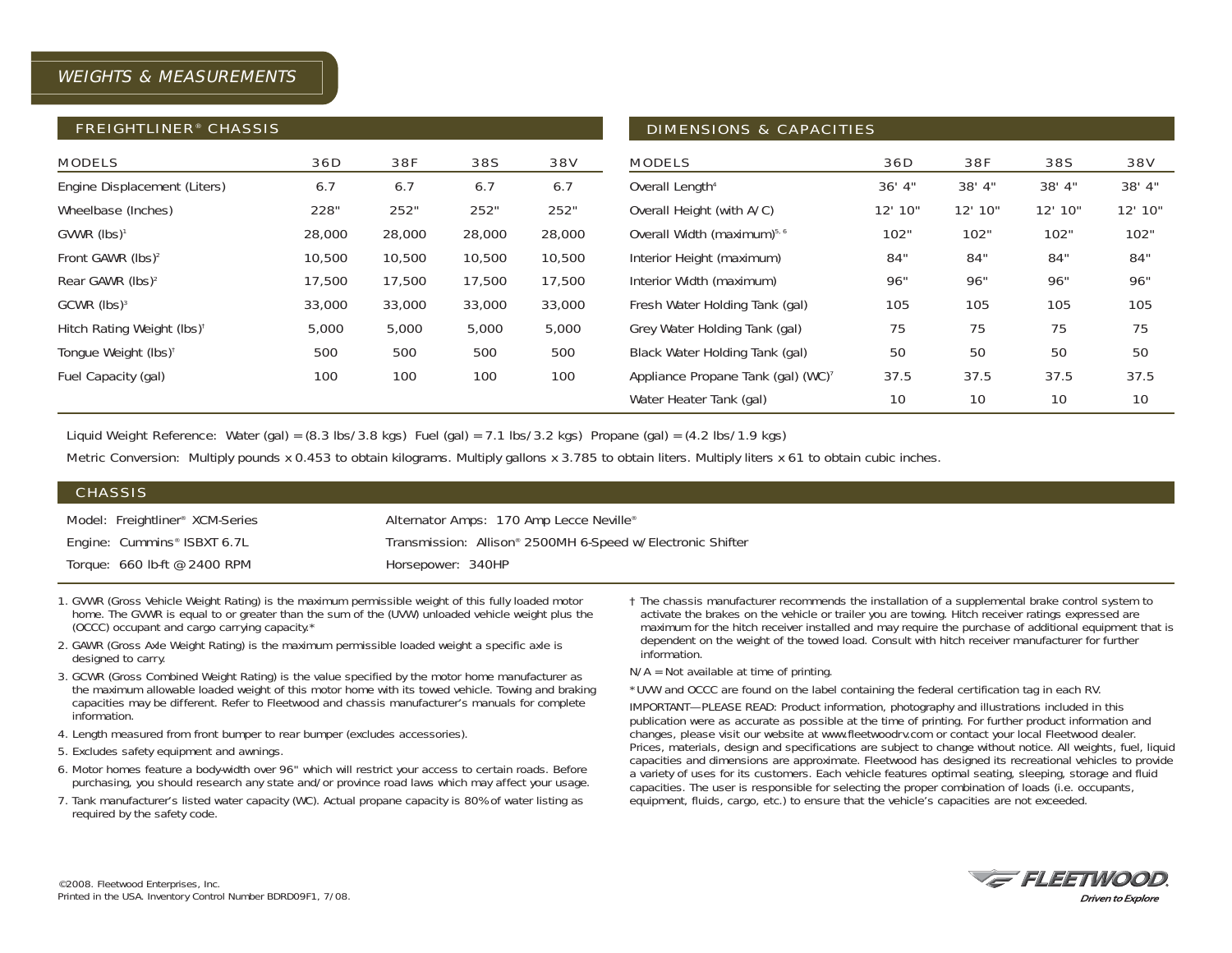# WEIGHTS & MEASUREMENTS

## FREIGHTLINER® CHASSIS

| MODELS | 36D | 38F | 38S | 38V |
|---|---|---|---|---|
| Engine Displacement (Liters) | 6.7 | 6.7 | 6.7 | 6.7 |
| Wheelbase (Inches) | 228" | 252" | 252" | 252" |
| GVWR (lbs)[1] | 28,000 | 28,000 | 28,000 | 28,000 |
| Front GAWR (lbs)[2] | 10,500 | 10,500 | 10,500 | 10,500 |
| Rear GAWR (lbs)[2] | 17,500 | 17,500 | 17,500 | 17,500 |
| GCWR (lbs)[3] | 33,000 | 33,000 | 33,000 | 33,000 |
| Hitch Rating Weight (lbs)[†] | 5,000 | 5,000 | 5,000 | 5,000 |
| Tongue Weight (lbs)[†] | 500 | 500 | 500 | 500 |
| Fuel Capacity (gal) | 100 | 100 | 100 | 100 |

## DIMENSIONS & CAPACITIES

| MODELS | 36D | 38F | 38S | 38V |
|---|---|---|---|---|
| Overall Length[4] | 36' 4" | 38' 4" | 38' 4" | 38' 4" |
| Overall Height (with A/C) | 12' 10" | 12' 10" | 12' 10" | 12' 10" |
| Overall Width (maximum)[5, 6] | 102" | 102" | 102" | 102" |
| Interior Height (maximum) | 84" | 84" | 84" | 84" |
| Interior Width (maximum) | 96" | 96" | 96" | 96" |
| Fresh Water Holding Tank (gal) | 105 | 105 | 105 | 105 |
| Grey Water Holding Tank (gal) | 75 | 75 | 75 | 75 |
| Black Water Holding Tank (gal) | 50 | 50 | 50 | 50 |
| Appliance Propane Tank (gal) (WC)[7] | 37.5 | 37.5 | 37.5 | 37.5 |
| Water Heater Tank (gal) | 10 | 10 | 10 | 10 |

Liquid Weight Reference: Water (gal) = (8.3 lbs/3.8 kgs) Fuel (gal) = 7.1 lbs/3.2 kgs) Propane (gal) = (4.2 lbs/1.9 kgs)

Metric Conversion: Multiply pounds x 0.453 to obtain kilograms. Multiply gallons x 3.785 to obtain liters. Multiply liters x 61 to obtain cubic inches.

## CHASSIS

Model: Freightliner® XCM-Series

Engine: Cummins® ISBXT 6.7L

Torque: 660 lb-ft @ 2400 RPM

Alternator Amps: 170 Amp Lecce Neville®

Transmission: Allison® 2500MH 6-Speed w/Electronic Shifter

Horsepower: 340HP

1. GVWR (Gross Vehicle Weight Rating) is the maximum permissible weight of this fully loaded motor home. The GVWR is equal to or greater than the sum of the (UVW) unloaded vehicle weight plus the (OCCC) occupant and cargo carrying capacity.*
2. GAWR (Gross Axle Weight Rating) is the maximum permissible loaded weight a specific axle is designed to carry.
3. GCWR (Gross Combined Weight Rating) is the value specified by the motor home manufacturer as the maximum allowable loaded weight of this motor home with its towed vehicle. Towing and braking capacities may be different. Refer to Fleetwood and chassis manufacturer's manuals for complete information.
4. Length measured from front bumper to rear bumper (excludes accessories).
5. Excludes safety equipment and awnings.
6. Motor homes feature a body-width over 96" which will restrict your access to certain roads. Before purchasing, you should research any state and/or province road laws which may affect your usage.
7. Tank manufacturer's listed water capacity (WC). Actual propane capacity is 80% of water listing as required by the safety code.

† The chassis manufacturer recommends the installation of a supplemental brake control system to activate the brakes on the vehicle or trailer you are towing. Hitch receiver ratings expressed are maximum for the hitch receiver installed and may require the purchase of additional equipment that is dependent on the weight of the towed load. Consult with hitch receiver manufacturer for further information.

N/A = Not available at time of printing.

*UVW and OCCC are found on the label containing the federal certification tag in each RV.

IMPORTANT—PLEASE READ: Product information, photography and illustrations included in this publication were as accurate as possible at the time of printing. For further product information and changes, please visit our website at www.fleetwoodrv.com or contact your local Fleetwood dealer. Prices, materials, design and specifications are subject to change without notice. All weights, fuel, liquid capacities and dimensions are approximate. Fleetwood has designed its recreational vehicles to provide a variety of uses for its customers. Each vehicle features optimal seating, sleeping, storage and fluid capacities. The user is responsible for selecting the proper combination of loads (i.e. occupants, equipment, fluids, cargo, etc.) to ensure that the vehicle's capacities are not exceeded.

©2008. Fleetwood Enterprises, Inc.
Printed in the USA. Inventory Control Number BDRD09F1, 7/08.

FLEETWOOD
Driven to Explore